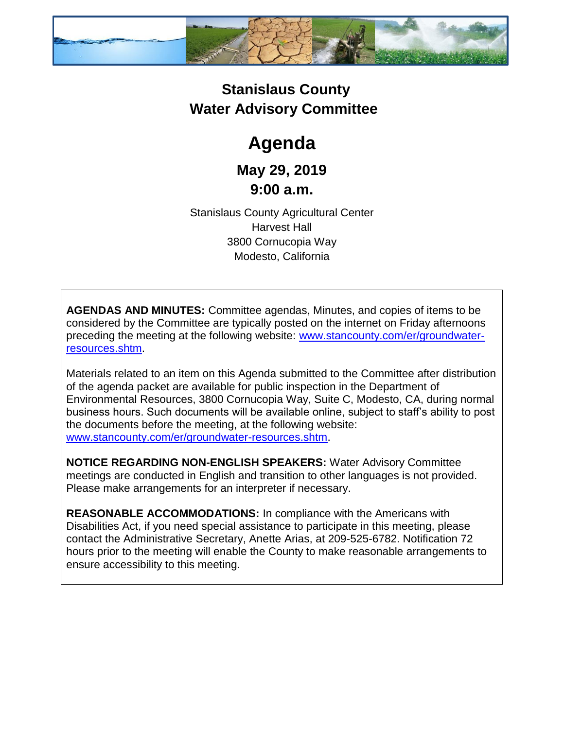# Stanislaus County
# Water Advisory Committee

# Agenda

## May 29, 2019
## 9:00 a.m.

Stanislaus County Agricultural Center
Harvest Hall
3800 Cornucopia Way
Modesto, California

**AGENDAS AND MINUTES:** Committee agendas, Minutes, and copies of items to be considered by the Committee are typically posted on the internet on Friday afternoons preceding the meeting at the following website: www.stancounty.com/er/groundwater-resources.shtm.

Materials related to an item on this Agenda submitted to the Committee after distribution of the agenda packet are available for public inspection in the Department of Environmental Resources, 3800 Cornucopia Way, Suite C, Modesto, CA, during normal business hours. Such documents will be available online, subject to staff's ability to post the documents before the meeting, at the following website: www.stancounty.com/er/groundwater-resources.shtm.

**NOTICE REGARDING NON-ENGLISH SPEAKERS:** Water Advisory Committee meetings are conducted in English and transition to other languages is not provided. Please make arrangements for an interpreter if necessary.

**REASONABLE ACCOMMODATIONS:** In compliance with the Americans with Disabilities Act, if you need special assistance to participate in this meeting, please contact the Administrative Secretary, Anette Arias, at 209-525-6782. Notification 72 hours prior to the meeting will enable the County to make reasonable arrangements to ensure accessibility to this meeting.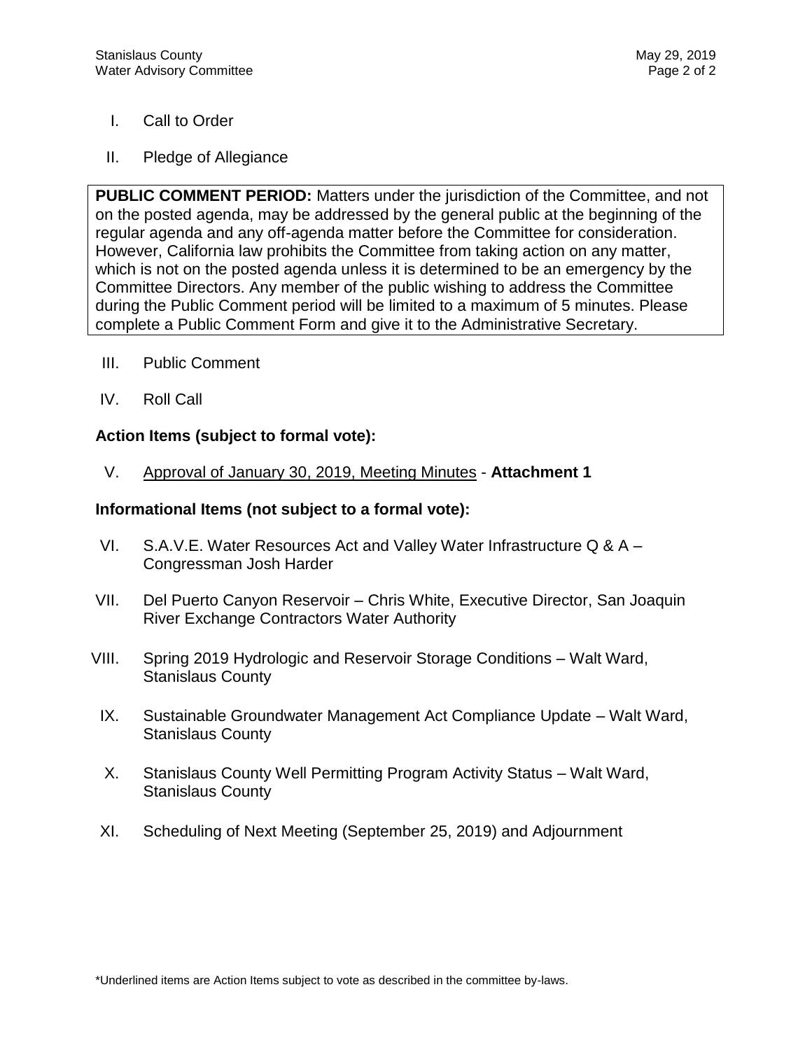I. Call to Order

II. Pledge of Allegiance

**PUBLIC COMMENT PERIOD:** Matters under the jurisdiction of the Committee, and not on the posted agenda, may be addressed by the general public at the beginning of the regular agenda and any off-agenda matter before the Committee for consideration. However, California law prohibits the Committee from taking action on any matter, which is not on the posted agenda unless it is determined to be an emergency by the Committee Directors. Any member of the public wishing to address the Committee during the Public Comment period will be limited to a maximum of 5 minutes. Please complete a Public Comment Form and give it to the Administrative Secretary.

III. Public Comment

IV. Roll Call

**Action Items (subject to formal vote):**

V. <u>Approval of January 30, 2019, Meeting Minutes</u> - **Attachment 1**

**Informational Items (not subject to a formal vote):**

VI. S.A.V.E. Water Resources Act and Valley Water Infrastructure Q & A – Congressman Josh Harder

VII. Del Puerto Canyon Reservoir – Chris White, Executive Director, San Joaquin River Exchange Contractors Water Authority

VIII. Spring 2019 Hydrologic and Reservoir Storage Conditions – Walt Ward, Stanislaus County

IX. Sustainable Groundwater Management Act Compliance Update – Walt Ward, Stanislaus County

X. Stanislaus County Well Permitting Program Activity Status – Walt Ward, Stanislaus County

XI. Scheduling of Next Meeting (September 25, 2019) and Adjournment

*Underlined items are Action Items subject to vote as described in the committee by-laws.